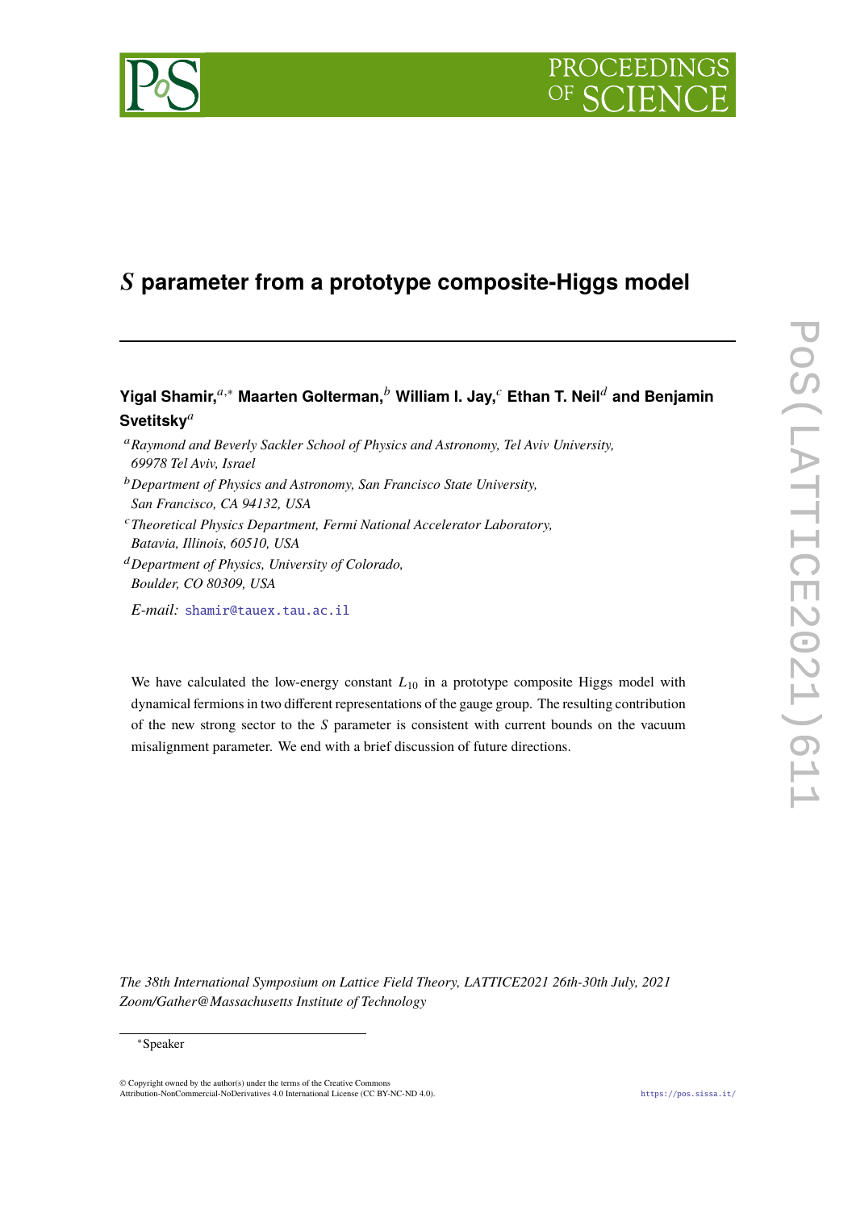# $S$ parameter from a prototype composite-Higgs model

**Yigal Shamir,**[a,*] **Maarten Golterman,**[b] **William I. Jay,**[c] **Ethan T. Neil**[d] **and Benjamin Svetitsky**[a]

[a] *Raymond and Beverly Sackler School of Physics and Astronomy, Tel Aviv University, 69978 Tel Aviv, Israel*

[b] *Department of Physics and Astronomy, San Francisco State University, San Francisco, CA 94132, USA*

[c] *Theoretical Physics Department, Fermi National Accelerator Laboratory, Batavia, Illinois, 60510, USA*

[d] *Department of Physics, University of Colorado, Boulder, CO 80309, USA*

*E-mail:* shamir@tauex.tau.ac.il

We have calculated the low-energy constant $L_{10}$ in a prototype composite Higgs model with dynamical fermions in two different representations of the gauge group. The resulting contribution of the new strong sector to the $S$ parameter is consistent with current bounds on the vacuum misalignment parameter. We end with a brief discussion of future directions.

*The 38th International Symposium on Lattice Field Theory, LATTICE2021 26th-30th July, 2021 Zoom/Gather@Massachusetts Institute of Technology*

[*] Speaker

© Copyright owned by the author(s) under the terms of the Creative Commons Attribution-NonCommercial-NoDerivatives 4.0 International License (CC BY-NC-ND 4.0).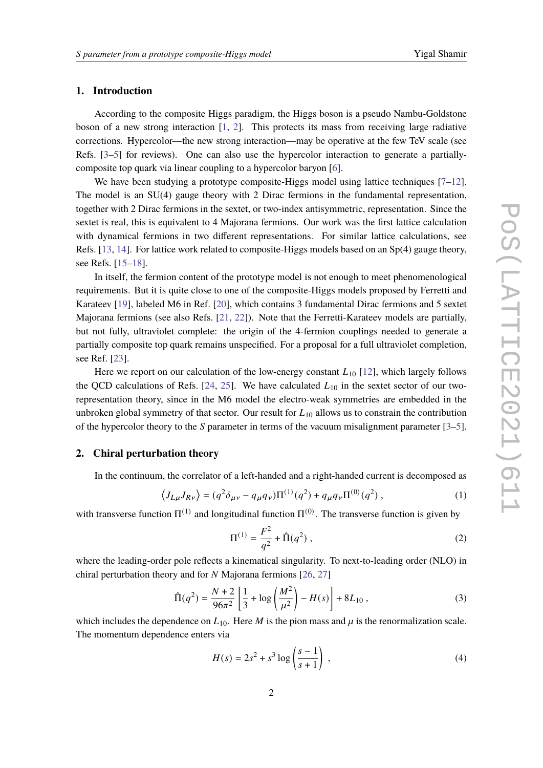## 1. Introduction

According to the composite Higgs paradigm, the Higgs boson is a pseudo Nambu-Goldstone boson of a new strong interaction [1, 2]. This protects its mass from receiving large radiative corrections. Hypercolor—the new strong interaction—may be operative at the few TeV scale (see Refs. [3–5] for reviews). One can also use the hypercolor interaction to generate a partially-composite top quark via linear coupling to a hypercolor baryon [6].

We have been studying a prototype composite-Higgs model using lattice techniques [7–12]. The model is an SU(4) gauge theory with 2 Dirac fermions in the fundamental representation, together with 2 Dirac fermions in the sextet, or two-index antisymmetric, representation. Since the sextet is real, this is equivalent to 4 Majorana fermions. Our work was the first lattice calculation with dynamical fermions in two different representations. For similar lattice calculations, see Refs. [13, 14]. For lattice work related to composite-Higgs models based on an Sp(4) gauge theory, see Refs. [15–18].

In itself, the fermion content of the prototype model is not enough to meet phenomenological requirements. But it is quite close to one of the composite-Higgs models proposed by Ferretti and Karateev [19], labeled M6 in Ref. [20], which contains 3 fundamental Dirac fermions and 5 sextet Majorana fermions (see also Refs. [21, 22]). Note that the Ferretti-Karateev models are partially, but not fully, ultraviolet complete: the origin of the 4-fermion couplings needed to generate a partially composite top quark remains unspecified. For a proposal for a full ultraviolet completion, see Ref. [23].

Here we report on our calculation of the low-energy constant $L_{10}$ [12], which largely follows the QCD calculations of Refs. [24, 25]. We have calculated $L_{10}$ in the sextet sector of our two-representation theory, since in the M6 model the electro-weak symmetries are embedded in the unbroken global symmetry of that sector. Our result for $L_{10}$ allows us to constrain the contribution of the hypercolor theory to the $S$ parameter in terms of the vacuum misalignment parameter [3–5].

## 2. Chiral perturbation theory

In the continuum, the correlator of a left-handed and a right-handed current is decomposed as

$$\left\langle J_{L\mu} J_{R\nu} \right\rangle = (q^2 \delta_{\mu\nu} - q_\mu q_\nu)\Pi^{(1)}(q^2) + q_\mu q_\nu \Pi^{(0)}(q^2) \,, \tag{1}$$

with transverse function $\Pi^{(1)}$ and longitudinal function $\Pi^{(0)}$. The transverse function is given by

$$\Pi^{(1)} = \frac{F^2}{q^2} + \hat{\Pi}(q^2) \,, \tag{2}$$

where the leading-order pole reflects a kinematical singularity. To next-to-leading order (NLO) in chiral perturbation theory and for $N$ Majorana fermions [26, 27]

$$\hat{\Pi}(q^2) = \frac{N+2}{96\pi^2}\left[\frac{1}{3} + \log\left(\frac{M^2}{\mu^2}\right) - H(s)\right] + 8L_{10} \,, \tag{3}$$

which includes the dependence on $L_{10}$. Here $M$ is the pion mass and $\mu$ is the renormalization scale. The momentum dependence enters via

$$H(s) = 2s^2 + s^3 \log\left(\frac{s-1}{s+1}\right) \,, \tag{4}$$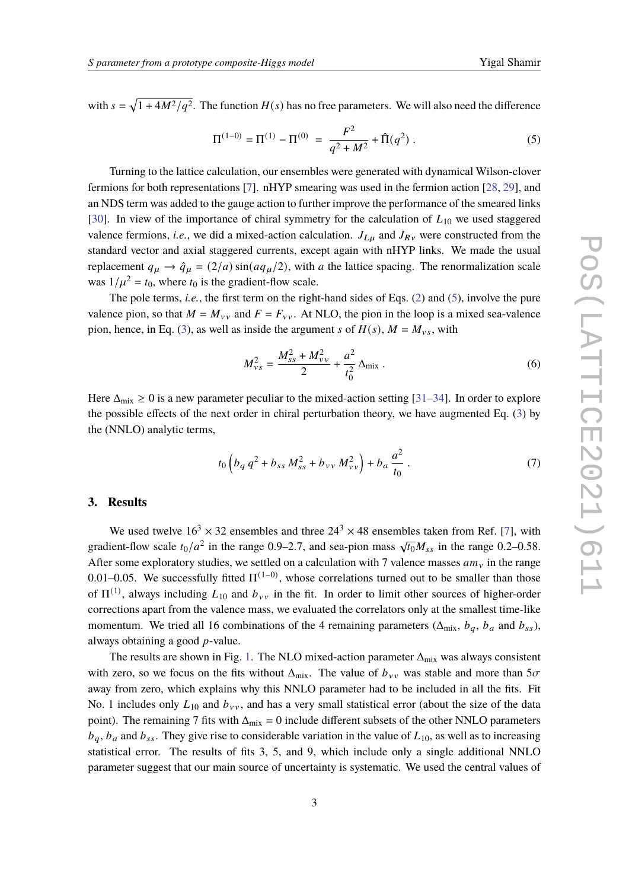with $s = \sqrt{1 + 4M^2/q^2}$. The function $H(s)$ has no free parameters. We will also need the difference

$$\Pi^{(1-0)} = \Pi^{(1)} - \Pi^{(0)} = \frac{F^2}{q^2 + M^2} + \hat{\Pi}(q^2) . \tag{5}$$

Turning to the lattice calculation, our ensembles were generated with dynamical Wilson-clover fermions for both representations [7]. nHYP smearing was used in the fermion action [28, 29], and an NDS term was added to the gauge action to further improve the performance of the smeared links [30]. In view of the importance of chiral symmetry for the calculation of $L_{10}$ we used staggered valence fermions, *i.e.*, we did a mixed-action calculation. $J_{L\mu}$ and $J_{R\nu}$ were constructed from the standard vector and axial staggered currents, except again with nHYP links. We made the usual replacement $q_\mu \to \hat{q}_\mu = (2/a)\sin(aq_\mu/2)$, with $a$ the lattice spacing. The renormalization scale was $1/\mu^2 = t_0$, where $t_0$ is the gradient-flow scale.

The pole terms, *i.e.*, the first term on the right-hand sides of Eqs. (2) and (5), involve the pure valence pion, so that $M = M_{vv}$ and $F = F_{vv}$. At NLO, the pion in the loop is a mixed sea-valence pion, hence, in Eq. (3), as well as inside the argument $s$ of $H(s)$, $M = M_{vs}$, with

$$M_{vs}^2 = \frac{M_{ss}^2 + M_{vv}^2}{2} + \frac{a^2}{t_0^2}\Delta_{\text{mix}} . \tag{6}$$

Here $\Delta_{\text{mix}} \geq 0$ is a new parameter peculiar to the mixed-action setting [31–34]. In order to explore the possible effects of the next order in chiral perturbation theory, we have augmented Eq. (3) by the (NNLO) analytic terms,

$$t_0\left(b_q\, q^2 + b_{ss}\, M_{ss}^2 + b_{vv}\, M_{vv}^2\right) + b_a \frac{a^2}{t_0} . \tag{7}$$

## 3. Results

We used twelve $16^3 \times 32$ ensembles and three $24^3 \times 48$ ensembles taken from Ref. [7], with gradient-flow scale $t_0/a^2$ in the range 0.9–2.7, and sea-pion mass $\sqrt{t_0}M_{ss}$ in the range 0.2–0.58. After some exploratory studies, we settled on a calculation with 7 valence masses $am_v$ in the range 0.01–0.05. We successfully fitted $\Pi^{(1-0)}$, whose correlations turned out to be smaller than those of $\Pi^{(1)}$, always including $L_{10}$ and $b_{vv}$ in the fit. In order to limit other sources of higher-order corrections apart from the valence mass, we evaluated the correlators only at the smallest time-like momentum. We tried all 16 combinations of the 4 remaining parameters ($\Delta_{\text{mix}}$, $b_q$, $b_a$ and $b_{ss}$), always obtaining a good $p$-value.

The results are shown in Fig. 1. The NLO mixed-action parameter $\Delta_{\text{mix}}$ was always consistent with zero, so we focus on the fits without $\Delta_{\text{mix}}$. The value of $b_{vv}$ was stable and more than $5\sigma$ away from zero, which explains why this NNLO parameter had to be included in all the fits. Fit No. 1 includes only $L_{10}$ and $b_{vv}$, and has a very small statistical error (about the size of the data point). The remaining 7 fits with $\Delta_{\text{mix}} = 0$ include different subsets of the other NNLO parameters $b_q$, $b_a$ and $b_{ss}$. They give rise to considerable variation in the value of $L_{10}$, as well as to increasing statistical error. The results of fits 3, 5, and 9, which include only a single additional NNLO parameter suggest that our main source of uncertainty is systematic. We used the central values of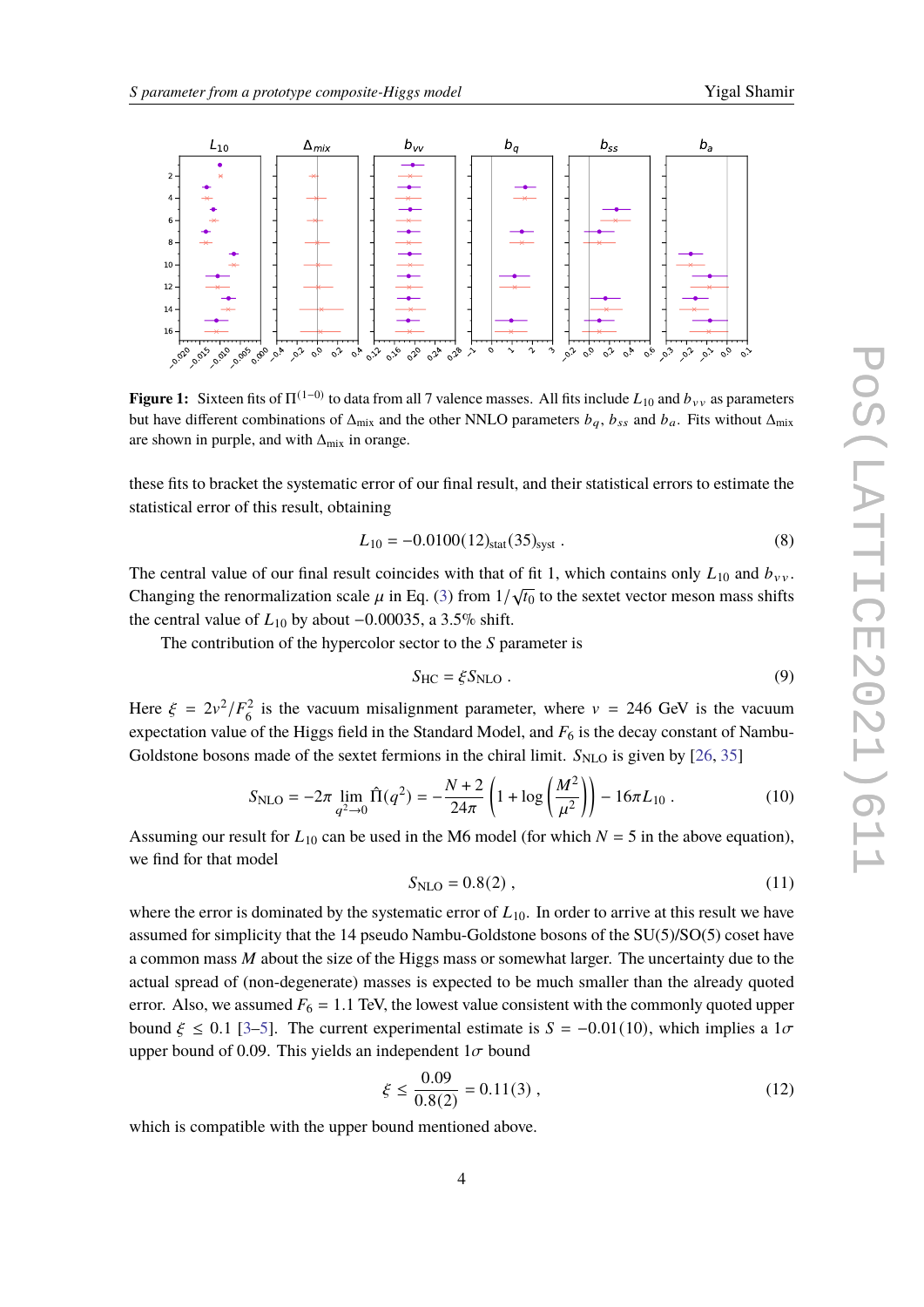**Figure 1:** Sixteen fits of $\Pi^{(1-0)}$ to data from all 7 valence masses. All fits include $L_{10}$ and $b_{vv}$ as parameters but have different combinations of $\Delta_{\rm mix}$ and the other NNLO parameters $b_q$, $b_{ss}$ and $b_a$. Fits without $\Delta_{\rm mix}$ are shown in purple, and with $\Delta_{\rm mix}$ in orange.

these fits to bracket the systematic error of our final result, and their statistical errors to estimate the statistical error of this result, obtaining

$$L_{10} = -0.0100(12)_{\rm stat}(35)_{\rm syst} \ . \tag{8}$$

The central value of our final result coincides with that of fit 1, which contains only $L_{10}$ and $b_{vv}$. Changing the renormalization scale $\mu$ in Eq. (3) from $1/\sqrt{t_0}$ to the sextet vector meson mass shifts the central value of $L_{10}$ by about $-0.00035$, a 3.5% shift.

The contribution of the hypercolor sector to the $S$ parameter is

$$S_{\rm HC} = \xi S_{\rm NLO} \ . \tag{9}$$

Here $\xi = 2v^2/F_6^2$ is the vacuum misalignment parameter, where $v = 246$ GeV is the vacuum expectation value of the Higgs field in the Standard Model, and $F_6$ is the decay constant of Nambu-Goldstone bosons made of the sextet fermions in the chiral limit. $S_{\rm NLO}$ is given by [26, 35]

$$S_{\rm NLO} = -2\pi \lim_{q^2\to 0} \hat{\Pi}(q^2) = -\frac{N+2}{24\pi}\left(1 + \log\left(\frac{M^2}{\mu^2}\right)\right) - 16\pi L_{10} \ . \tag{10}$$

Assuming our result for $L_{10}$ can be used in the M6 model (for which $N = 5$ in the above equation), we find for that model

$$S_{\rm NLO} = 0.8(2) \ , \tag{11}$$

where the error is dominated by the systematic error of $L_{10}$. In order to arrive at this result we have assumed for simplicity that the 14 pseudo Nambu-Goldstone bosons of the SU(5)/SO(5) coset have a common mass $M$ about the size of the Higgs mass or somewhat larger. The uncertainty due to the actual spread of (non-degenerate) masses is expected to be much smaller than the already quoted error. Also, we assumed $F_6 = 1.1$ TeV, the lowest value consistent with the commonly quoted upper bound $\xi \leq 0.1$ [3–5]. The current experimental estimate is $S = -0.01(10)$, which implies a $1\sigma$ upper bound of 0.09. This yields an independent $1\sigma$ bound

$$\xi \leq \frac{0.09}{0.8(2)} = 0.11(3) \ , \tag{12}$$

which is compatible with the upper bound mentioned above.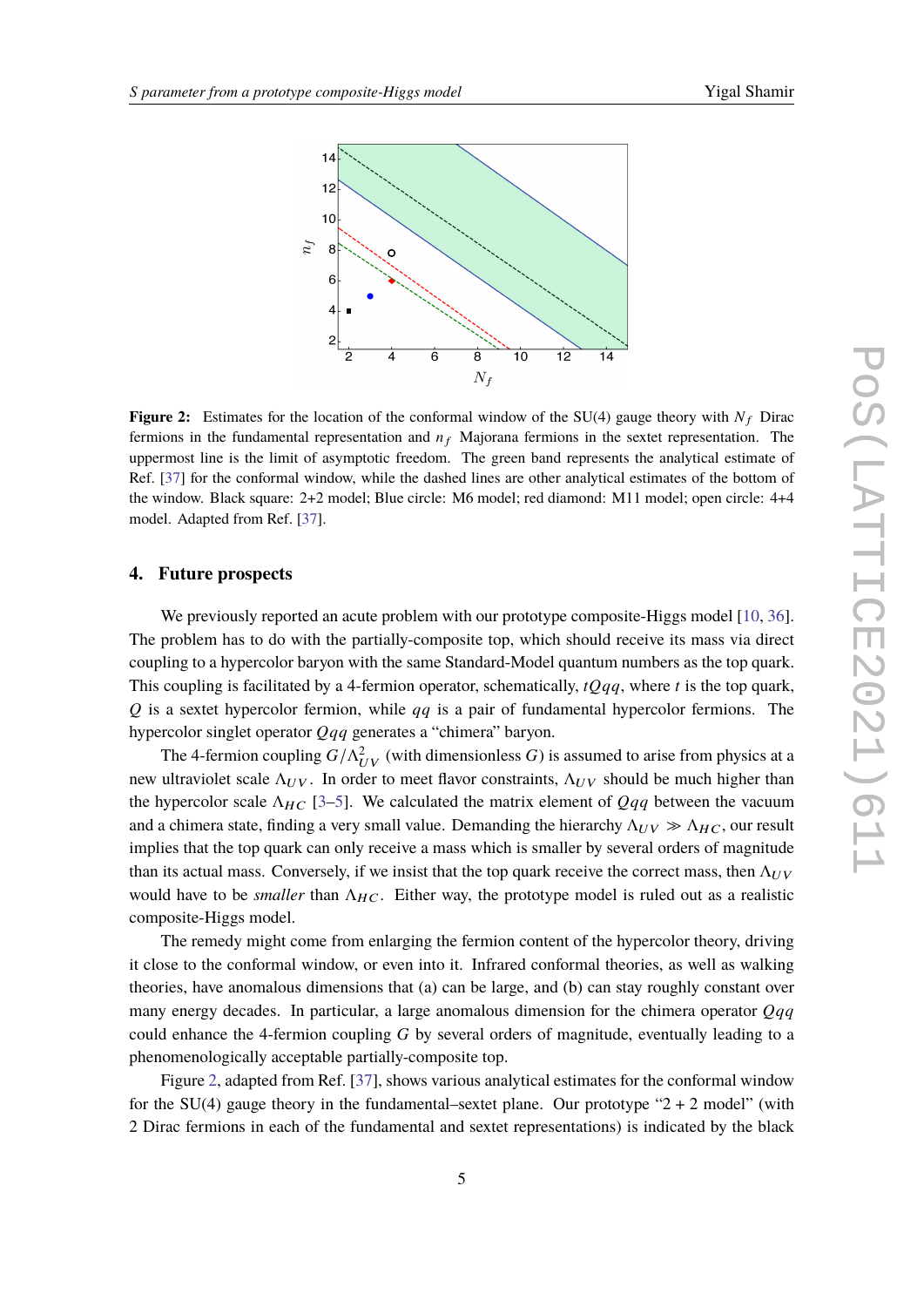**Figure 2:** Estimates for the location of the conformal window of the SU(4) gauge theory with $N_f$ Dirac fermions in the fundamental representation and $n_f$ Majorana fermions in the sextet representation. The uppermost line is the limit of asymptotic freedom. The green band represents the analytical estimate of Ref. [37] for the conformal window, while the dashed lines are other analytical estimates of the bottom of the window. Black square: 2+2 model; Blue circle: M6 model; red diamond: M11 model; open circle: 4+4 model. Adapted from Ref. [37].

## 4. Future prospects

We previously reported an acute problem with our prototype composite-Higgs model [10, 36]. The problem has to do with the partially-composite top, which should receive its mass via direct coupling to a hypercolor baryon with the same Standard-Model quantum numbers as the top quark. This coupling is facilitated by a 4-fermion operator, schematically, $tQqq$, where $t$ is the top quark, $Q$ is a sextet hypercolor fermion, while $qq$ is a pair of fundamental hypercolor fermions. The hypercolor singlet operator $Qqq$ generates a "chimera" baryon.

The 4-fermion coupling $G/\Lambda_{UV}^2$ (with dimensionless $G$) is assumed to arise from physics at a new ultraviolet scale $\Lambda_{UV}$. In order to meet flavor constraints, $\Lambda_{UV}$ should be much higher than the hypercolor scale $\Lambda_{HC}$ [3–5]. We calculated the matrix element of $Qqq$ between the vacuum and a chimera state, finding a very small value. Demanding the hierarchy $\Lambda_{UV} \gg \Lambda_{HC}$, our result implies that the top quark can only receive a mass which is smaller by several orders of magnitude than its actual mass. Conversely, if we insist that the top quark receive the correct mass, then $\Lambda_{UV}$ would have to be *smaller* than $\Lambda_{HC}$. Either way, the prototype model is ruled out as a realistic composite-Higgs model.

The remedy might come from enlarging the fermion content of the hypercolor theory, driving it close to the conformal window, or even into it. Infrared conformal theories, as well as walking theories, have anomalous dimensions that (a) can be large, and (b) can stay roughly constant over many energy decades. In particular, a large anomalous dimension for the chimera operator $Qqq$ could enhance the 4-fermion coupling $G$ by several orders of magnitude, eventually leading to a phenomenologically acceptable partially-composite top.

Figure 2, adapted from Ref. [37], shows various analytical estimates for the conformal window for the SU(4) gauge theory in the fundamental–sextet plane. Our prototype "2 + 2 model" (with 2 Dirac fermions in each of the fundamental and sextet representations) is indicated by the black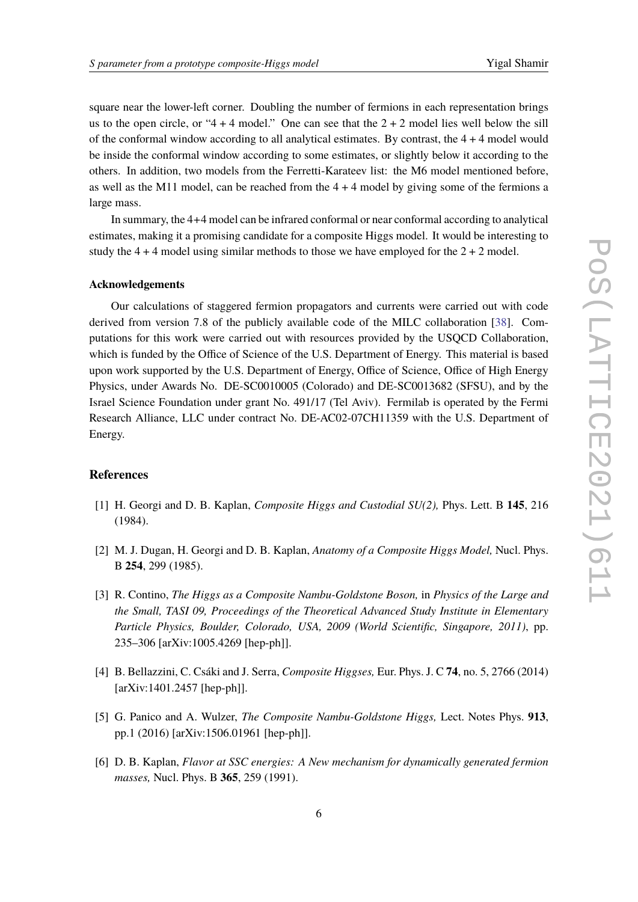square near the lower-left corner. Doubling the number of fermions in each representation brings us to the open circle, or "4 + 4 model." One can see that the 2 + 2 model lies well below the sill of the conformal window according to all analytical estimates. By contrast, the 4 + 4 model would be inside the conformal window according to some estimates, or slightly below it according to the others. In addition, two models from the Ferretti-Karateev list: the M6 model mentioned before, as well as the M11 model, can be reached from the 4 + 4 model by giving some of the fermions a large mass.

In summary, the 4+4 model can be infrared conformal or near conformal according to analytical estimates, making it a promising candidate for a composite Higgs model. It would be interesting to study the 4 + 4 model using similar methods to those we have employed for the 2 + 2 model.

#### Acknowledgements

Our calculations of staggered fermion propagators and currents were carried out with code derived from version 7.8 of the publicly available code of the MILC collaboration [38]. Computations for this work were carried out with resources provided by the USQCD Collaboration, which is funded by the Office of Science of the U.S. Department of Energy. This material is based upon work supported by the U.S. Department of Energy, Office of Science, Office of High Energy Physics, under Awards No. DE-SC0010005 (Colorado) and DE-SC0013682 (SFSU), and by the Israel Science Foundation under grant No. 491/17 (Tel Aviv). Fermilab is operated by the Fermi Research Alliance, LLC under contract No. DE-AC02-07CH11359 with the U.S. Department of Energy.

## References

[1] H. Georgi and D. B. Kaplan, *Composite Higgs and Custodial SU(2),* Phys. Lett. B **145**, 216 (1984).

[2] M. J. Dugan, H. Georgi and D. B. Kaplan, *Anatomy of a Composite Higgs Model,* Nucl. Phys. B **254**, 299 (1985).

[3] R. Contino, *The Higgs as a Composite Nambu-Goldstone Boson,* in *Physics of the Large and the Small, TASI 09, Proceedings of the Theoretical Advanced Study Institute in Elementary Particle Physics, Boulder, Colorado, USA, 2009 (World Scientific, Singapore, 2011)*, pp. 235–306 [arXiv:1005.4269 [hep-ph]].

[4] B. Bellazzini, C. Csáki and J. Serra, *Composite Higgses,* Eur. Phys. J. C **74**, no. 5, 2766 (2014) [arXiv:1401.2457 [hep-ph]].

[5] G. Panico and A. Wulzer, *The Composite Nambu-Goldstone Higgs,* Lect. Notes Phys. **913**, pp.1 (2016) [arXiv:1506.01961 [hep-ph]].

[6] D. B. Kaplan, *Flavor at SSC energies: A New mechanism for dynamically generated fermion masses,* Nucl. Phys. B **365**, 259 (1991).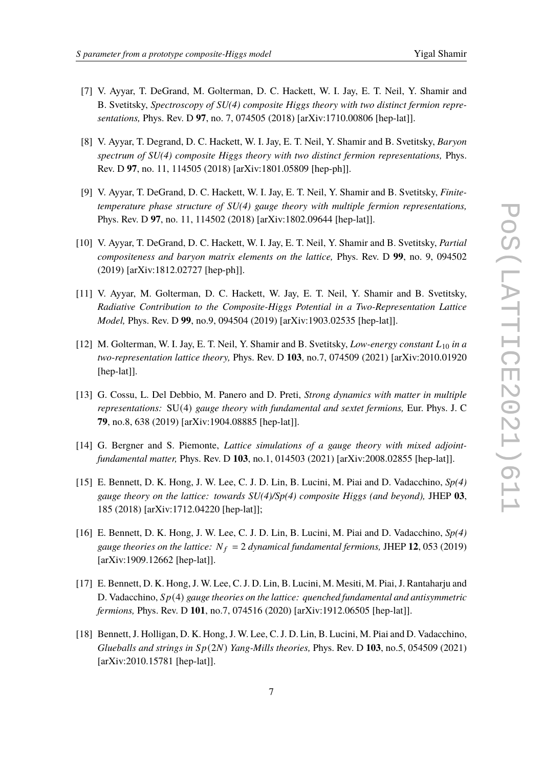[7] V. Ayyar, T. DeGrand, M. Golterman, D. C. Hackett, W. I. Jay, E. T. Neil, Y. Shamir and B. Svetitsky, *Spectroscopy of SU(4) composite Higgs theory with two distinct fermion representations,* Phys. Rev. D **97**, no. 7, 074505 (2018) [arXiv:1710.00806 [hep-lat]].

[8] V. Ayyar, T. Degrand, D. C. Hackett, W. I. Jay, E. T. Neil, Y. Shamir and B. Svetitsky, *Baryon spectrum of SU(4) composite Higgs theory with two distinct fermion representations,* Phys. Rev. D **97**, no. 11, 114505 (2018) [arXiv:1801.05809 [hep-ph]].

[9] V. Ayyar, T. DeGrand, D. C. Hackett, W. I. Jay, E. T. Neil, Y. Shamir and B. Svetitsky, *Finite-temperature phase structure of SU(4) gauge theory with multiple fermion representations,* Phys. Rev. D **97**, no. 11, 114502 (2018) [arXiv:1802.09644 [hep-lat]].

[10] V. Ayyar, T. DeGrand, D. C. Hackett, W. I. Jay, E. T. Neil, Y. Shamir and B. Svetitsky, *Partial compositeness and baryon matrix elements on the lattice,* Phys. Rev. D **99**, no. 9, 094502 (2019) [arXiv:1812.02727 [hep-ph]].

[11] V. Ayyar, M. Golterman, D. C. Hackett, W. Jay, E. T. Neil, Y. Shamir and B. Svetitsky, *Radiative Contribution to the Composite-Higgs Potential in a Two-Representation Lattice Model,* Phys. Rev. D **99**, no.9, 094504 (2019) [arXiv:1903.02535 [hep-lat]].

[12] M. Golterman, W. I. Jay, E. T. Neil, Y. Shamir and B. Svetitsky, *Low-energy constant $L_{10}$ in a two-representation lattice theory,* Phys. Rev. D **103**, no.7, 074509 (2021) [arXiv:2010.01920 [hep-lat]].

[13] G. Cossu, L. Del Debbio, M. Panero and D. Preti, *Strong dynamics with matter in multiple representations:* SU(4) *gauge theory with fundamental and sextet fermions,* Eur. Phys. J. C **79**, no.8, 638 (2019) [arXiv:1904.08885 [hep-lat]].

[14] G. Bergner and S. Piemonte, *Lattice simulations of a gauge theory with mixed adjoint-fundamental matter,* Phys. Rev. D **103**, no.1, 014503 (2021) [arXiv:2008.02855 [hep-lat]].

[15] E. Bennett, D. K. Hong, J. W. Lee, C. J. D. Lin, B. Lucini, M. Piai and D. Vadacchino, *Sp(4) gauge theory on the lattice: towards SU(4)/Sp(4) composite Higgs (and beyond),* JHEP **03**, 185 (2018) [arXiv:1712.04220 [hep-lat]];

[16] E. Bennett, D. K. Hong, J. W. Lee, C. J. D. Lin, B. Lucini, M. Piai and D. Vadacchino, *Sp(4) gauge theories on the lattice: $N_f = 2$ dynamical fundamental fermions,* JHEP **12**, 053 (2019) [arXiv:1909.12662 [hep-lat]].

[17] E. Bennett, D. K. Hong, J. W. Lee, C. J. D. Lin, B. Lucini, M. Mesiti, M. Piai, J. Rantaharju and D. Vadacchino, *$Sp(4)$ gauge theories on the lattice: quenched fundamental and antisymmetric fermions,* Phys. Rev. D **101**, no.7, 074516 (2020) [arXiv:1912.06505 [hep-lat]].

[18] Bennett, J. Holligan, D. K. Hong, J. W. Lee, C. J. D. Lin, B. Lucini, M. Piai and D. Vadacchino, *Glueballs and strings in $Sp(2N)$ Yang-Mills theories,* Phys. Rev. D **103**, no.5, 054509 (2021) [arXiv:2010.15781 [hep-lat]].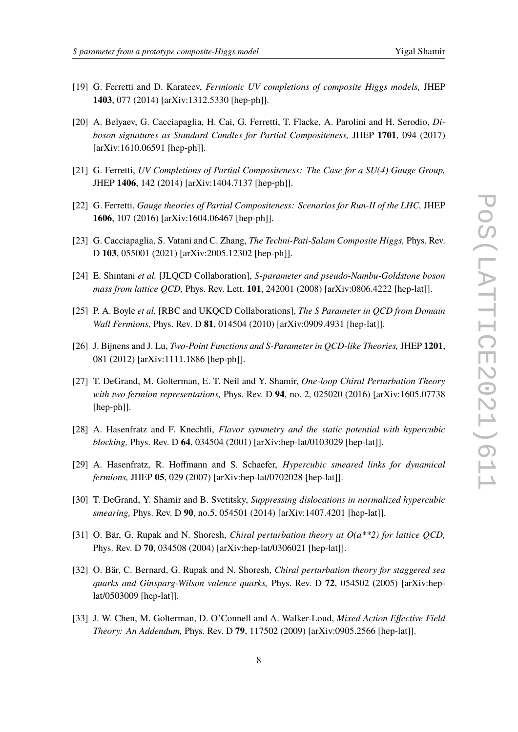[19] G. Ferretti and D. Karateev, *Fermionic UV completions of composite Higgs models,* JHEP **1403**, 077 (2014) [arXiv:1312.5330 [hep-ph]].

[20] A. Belyaev, G. Cacciapaglia, H. Cai, G. Ferretti, T. Flacke, A. Parolini and H. Serodio, *Diboson signatures as Standard Candles for Partial Compositeness,* JHEP **1701**, 094 (2017) [arXiv:1610.06591 [hep-ph]].

[21] G. Ferretti, *UV Completions of Partial Compositeness: The Case for a SU(4) Gauge Group,* JHEP **1406**, 142 (2014) [arXiv:1404.7137 [hep-ph]].

[22] G. Ferretti, *Gauge theories of Partial Compositeness: Scenarios for Run-II of the LHC,* JHEP **1606**, 107 (2016) [arXiv:1604.06467 [hep-ph]].

[23] G. Cacciapaglia, S. Vatani and C. Zhang, *The Techni-Pati-Salam Composite Higgs,* Phys. Rev. D **103**, 055001 (2021) [arXiv:2005.12302 [hep-ph]].

[24] E. Shintani *et al.* [JLQCD Collaboration], *S-parameter and pseudo-Nambu-Goldstone boson mass from lattice QCD,* Phys. Rev. Lett. **101**, 242001 (2008) [arXiv:0806.4222 [hep-lat]].

[25] P. A. Boyle *et al.* [RBC and UKQCD Collaborations], *The S Parameter in QCD from Domain Wall Fermions,* Phys. Rev. D **81**, 014504 (2010) [arXiv:0909.4931 [hep-lat]].

[26] J. Bijnens and J. Lu, *Two-Point Functions and S-Parameter in QCD-like Theories,* JHEP **1201**, 081 (2012) [arXiv:1111.1886 [hep-ph]].

[27] T. DeGrand, M. Golterman, E. T. Neil and Y. Shamir, *One-loop Chiral Perturbation Theory with two fermion representations,* Phys. Rev. D **94**, no. 2, 025020 (2016) [arXiv:1605.07738 [hep-ph]].

[28] A. Hasenfratz and F. Knechtli, *Flavor symmetry and the static potential with hypercubic blocking,* Phys. Rev. D **64**, 034504 (2001) [arXiv:hep-lat/0103029 [hep-lat]].

[29] A. Hasenfratz, R. Hoffmann and S. Schaefer, *Hypercubic smeared links for dynamical fermions,* JHEP **05**, 029 (2007) [arXiv:hep-lat/0702028 [hep-lat]].

[30] T. DeGrand, Y. Shamir and B. Svetitsky, *Suppressing dislocations in normalized hypercubic smearing,* Phys. Rev. D **90**, no.5, 054501 (2014) [arXiv:1407.4201 [hep-lat]].

[31] O. Bär, G. Rupak and N. Shoresh, *Chiral perturbation theory at O(a**2) for lattice QCD,* Phys. Rev. D **70**, 034508 (2004) [arXiv:hep-lat/0306021 [hep-lat]].

[32] O. Bär, C. Bernard, G. Rupak and N. Shoresh, *Chiral perturbation theory for staggered sea quarks and Ginsparg-Wilson valence quarks,* Phys. Rev. D **72**, 054502 (2005) [arXiv:hep-lat/0503009 [hep-lat]].

[33] J. W. Chen, M. Golterman, D. O'Connell and A. Walker-Loud, *Mixed Action Effective Field Theory: An Addendum,* Phys. Rev. D **79**, 117502 (2009) [arXiv:0905.2566 [hep-lat]].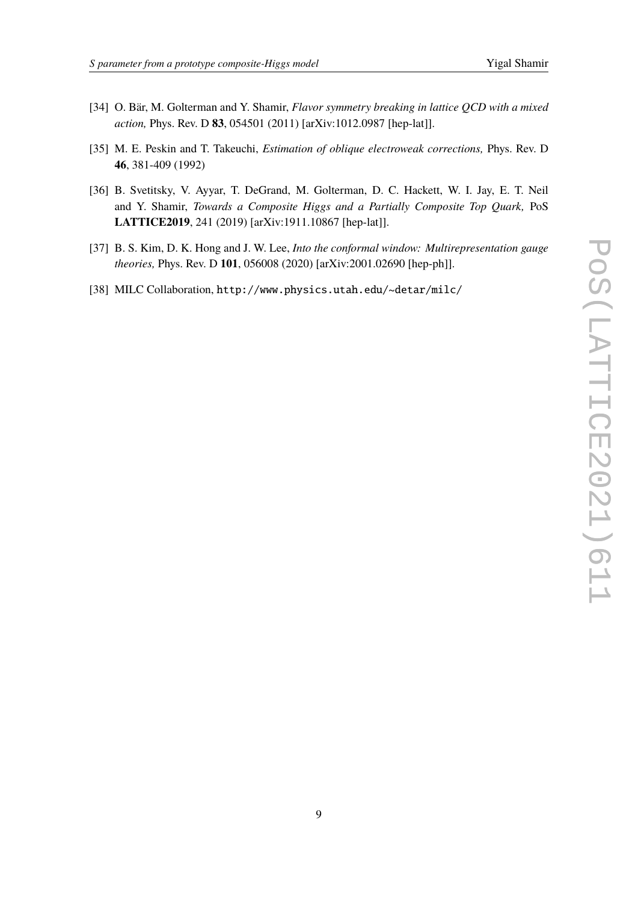[34] O. Bär, M. Golterman and Y. Shamir, *Flavor symmetry breaking in lattice QCD with a mixed action,* Phys. Rev. D **83**, 054501 (2011) [arXiv:1012.0987 [hep-lat]].

[35] M. E. Peskin and T. Takeuchi, *Estimation of oblique electroweak corrections,* Phys. Rev. D **46**, 381-409 (1992)

[36] B. Svetitsky, V. Ayyar, T. DeGrand, M. Golterman, D. C. Hackett, W. I. Jay, E. T. Neil and Y. Shamir, *Towards a Composite Higgs and a Partially Composite Top Quark,* PoS **LATTICE2019**, 241 (2019) [arXiv:1911.10867 [hep-lat]].

[37] B. S. Kim, D. K. Hong and J. W. Lee, *Into the conformal window: Multirepresentation gauge theories,* Phys. Rev. D **101**, 056008 (2020) [arXiv:2001.02690 [hep-ph]].

[38] MILC Collaboration, http://www.physics.utah.edu/~detar/milc/